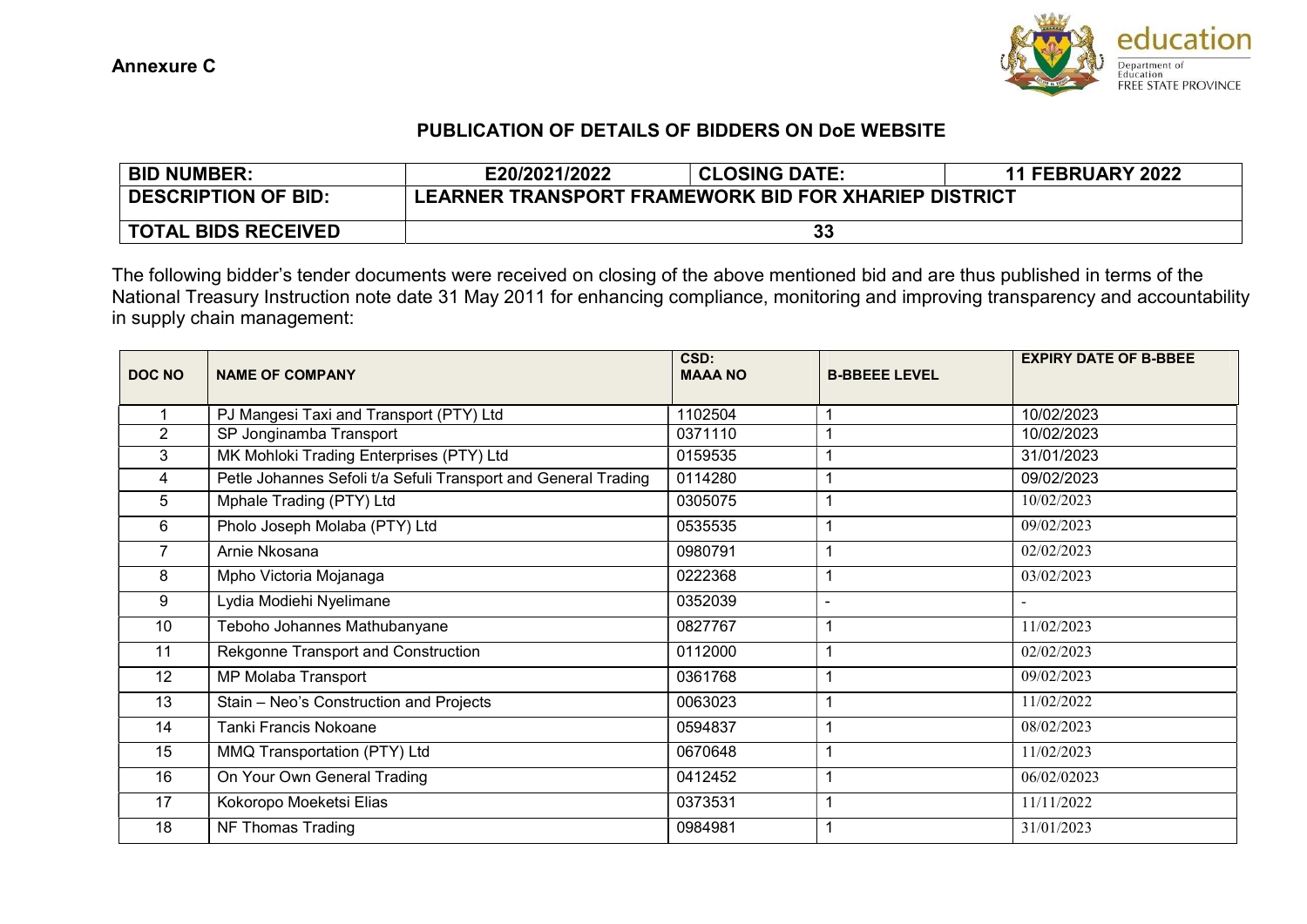**Annexure C**

education
Department of Education
FREE STATE PROVINCE

## PUBLICATION OF DETAILS OF BIDDERS ON DoE WEBSITE

| BID NUMBER: | E20/2021/2022 | CLOSING DATE: | 11 FEBRUARY 2022 |
|---|---|---|---|
| DESCRIPTION OF BID: | LEARNER TRANSPORT FRAMEWORK BID FOR XHARIEP DISTRICT | | |
| TOTAL BIDS RECEIVED | 33 | | |

The following bidder's tender documents were received on closing of the above mentioned bid and are thus published in terms of the National Treasury Instruction note date 31 May 2011 for enhancing compliance, monitoring and improving transparency and accountability in supply chain management:

| DOC NO | NAME OF COMPANY | CSD: MAAA NO | B-BBEEE LEVEL | EXPIRY DATE OF B-BBEE |
|---|---|---|---|---|
| 1 | PJ Mangesi Taxi and Transport (PTY) Ltd | 1102504 | 1 | 10/02/2023 |
| 2 | SP Jonginamba Transport | 0371110 | 1 | 10/02/2023 |
| 3 | MK Mohloki Trading Enterprises (PTY) Ltd | 0159535 | 1 | 31/01/2023 |
| 4 | Petle Johannes Sefoli t/a Sefuli Transport and General Trading | 0114280 | 1 | 09/02/2023 |
| 5 | Mphale Trading (PTY) Ltd | 0305075 | 1 | 10/02/2023 |
| 6 | Pholo Joseph Molaba (PTY) Ltd | 0535535 | 1 | 09/02/2023 |
| 7 | Arnie Nkosana | 0980791 | 1 | 02/02/2023 |
| 8 | Mpho Victoria Mojanaga | 0222368 | 1 | 03/02/2023 |
| 9 | Lydia Modiehi Nyelimane | 0352039 | - | - |
| 10 | Teboho Johannes Mathubanyane | 0827767 | 1 | 11/02/2023 |
| 11 | Rekgonne Transport and Construction | 0112000 | 1 | 02/02/2023 |
| 12 | MP Molaba Transport | 0361768 | 1 | 09/02/2023 |
| 13 | Stain – Neo's Construction and Projects | 0063023 | 1 | 11/02/2022 |
| 14 | Tanki Francis Nokoane | 0594837 | 1 | 08/02/2023 |
| 15 | MMQ Transportation (PTY) Ltd | 0670648 | 1 | 11/02/2023 |
| 16 | On Your Own General Trading | 0412452 | 1 | 06/02/02023 |
| 17 | Kokoropo Moeketsi Elias | 0373531 | 1 | 11/11/2022 |
| 18 | NF Thomas Trading | 0984981 | 1 | 31/01/2023 |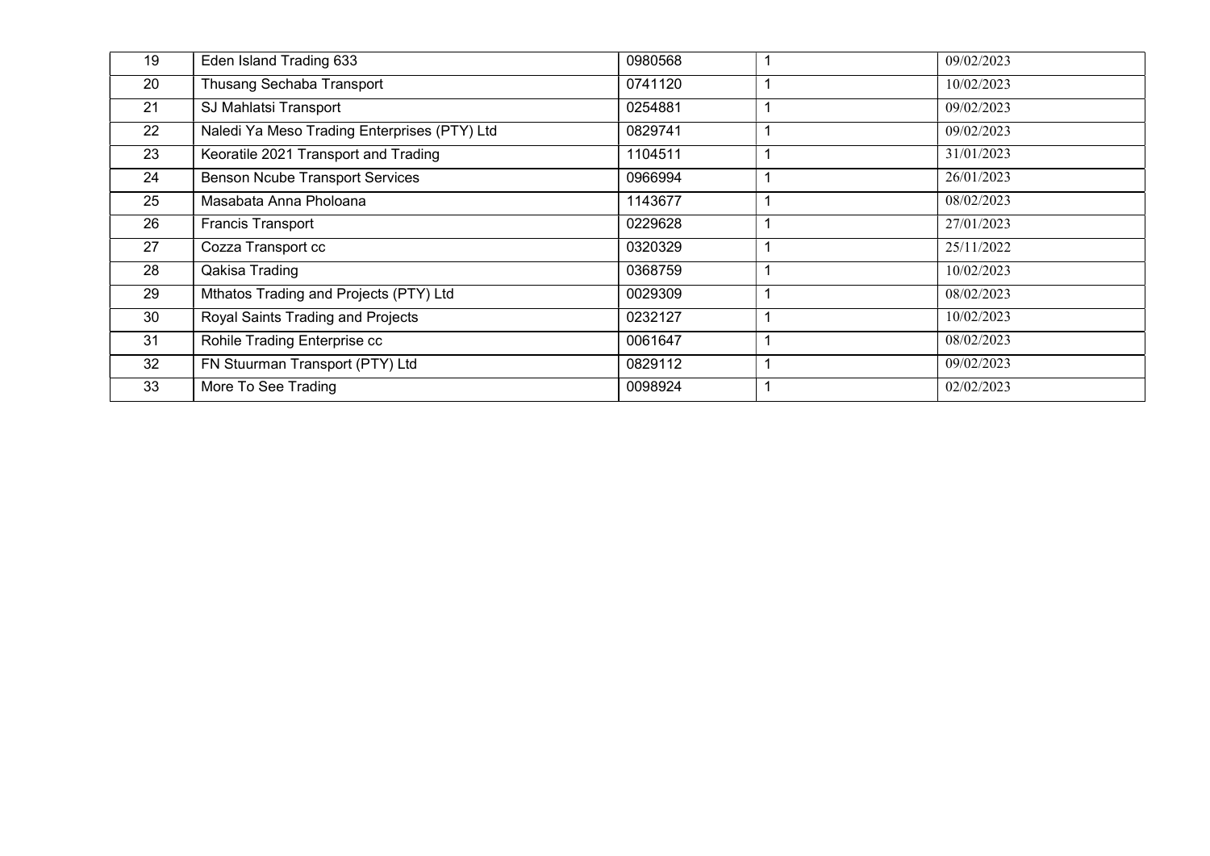| | | | | |
|---|---|---|---|---|
| 19 | Eden Island Trading 633 | 0980568 | 1 | 09/02/2023 |
| 20 | Thusang Sechaba Transport | 0741120 | 1 | 10/02/2023 |
| 21 | SJ Mahlatsi Transport | 0254881 | 1 | 09/02/2023 |
| 22 | Naledi Ya Meso Trading Enterprises (PTY) Ltd | 0829741 | 1 | 09/02/2023 |
| 23 | Keoratile 2021 Transport and Trading | 1104511 | 1 | 31/01/2023 |
| 24 | Benson Ncube Transport Services | 0966994 | 1 | 26/01/2023 |
| 25 | Masabata Anna Pholoana | 1143677 | 1 | 08/02/2023 |
| 26 | Francis Transport | 0229628 | 1 | 27/01/2023 |
| 27 | Cozza Transport cc | 0320329 | 1 | 25/11/2022 |
| 28 | Qakisa Trading | 0368759 | 1 | 10/02/2023 |
| 29 | Mthatos Trading and Projects (PTY) Ltd | 0029309 | 1 | 08/02/2023 |
| 30 | Royal Saints Trading and Projects | 0232127 | 1 | 10/02/2023 |
| 31 | Rohile Trading Enterprise cc | 0061647 | 1 | 08/02/2023 |
| 32 | FN Stuurman Transport (PTY) Ltd | 0829112 | 1 | 09/02/2023 |
| 33 | More To See Trading | 0098924 | 1 | 02/02/2023 |